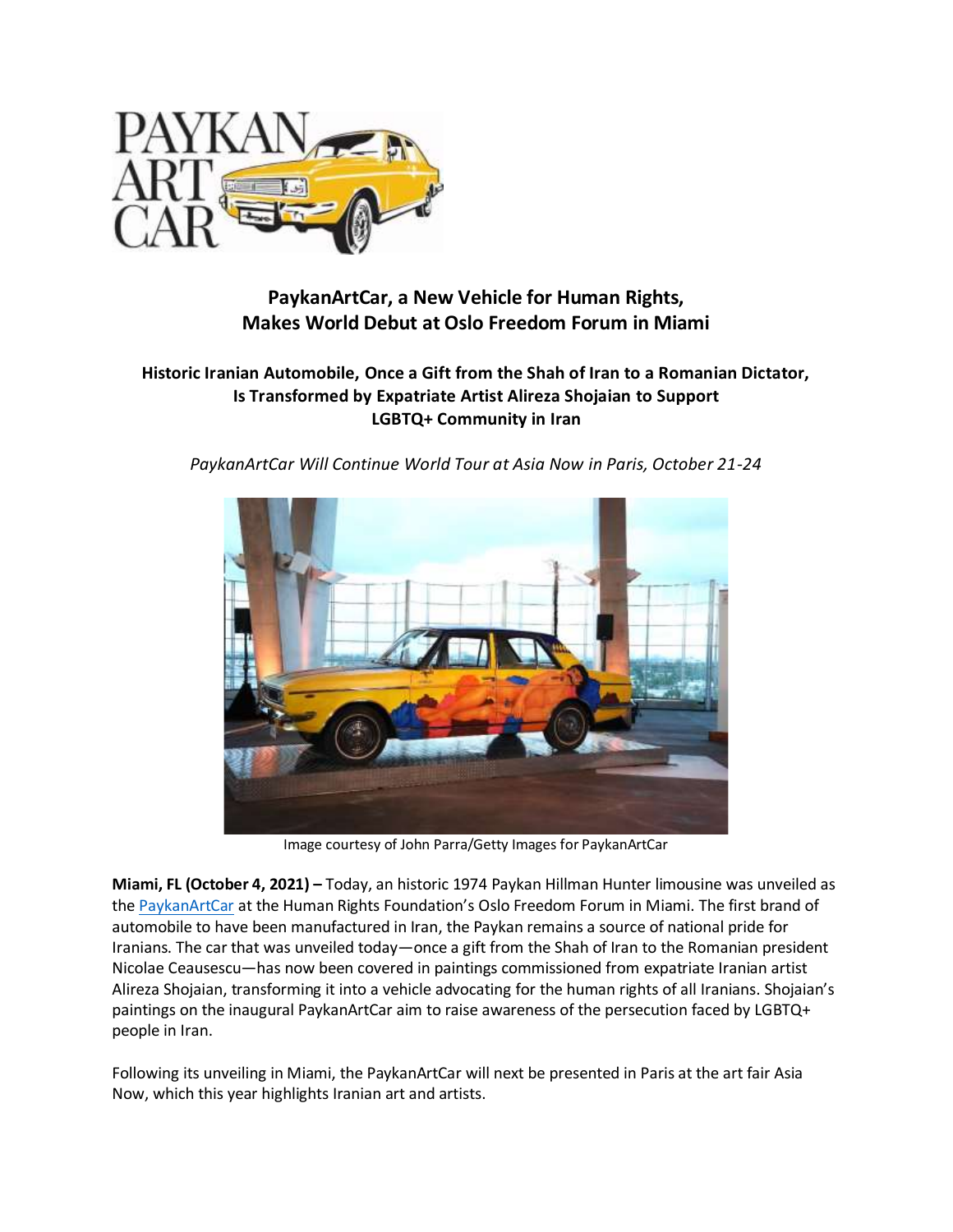# PaykanArtCar, a New Vehicle for Human Rights, Makes World Debut at Oslo Freedom Forum in Miami

## Historic Iranian Automobile, Once a Gift from the Shah of Iran to a Romanian Dictator, Is Transformed by Expatriate Artist Alireza Shojaian to Support LGBTQ+ Community in Iran

*PaykanArtCar Will Continue World Tour at Asia Now in Paris, October 21-24*

Image courtesy of John Parra/Getty Images for PaykanArtCar

**Miami, FL (October 4, 2021) –** Today, an historic 1974 Paykan Hillman Hunter limousine was unveiled as the PaykanArtCar at the Human Rights Foundation's Oslo Freedom Forum in Miami. The first brand of automobile to have been manufactured in Iran, the Paykan remains a source of national pride for Iranians. The car that was unveiled today—once a gift from the Shah of Iran to the Romanian president Nicolae Ceausescu—has now been covered in paintings commissioned from expatriate Iranian artist Alireza Shojaian, transforming it into a vehicle advocating for the human rights of all Iranians. Shojaian's paintings on the inaugural PaykanArtCar aim to raise awareness of the persecution faced by LGBTQ+ people in Iran.

Following its unveiling in Miami, the PaykanArtCar will next be presented in Paris at the art fair Asia Now, which this year highlights Iranian art and artists.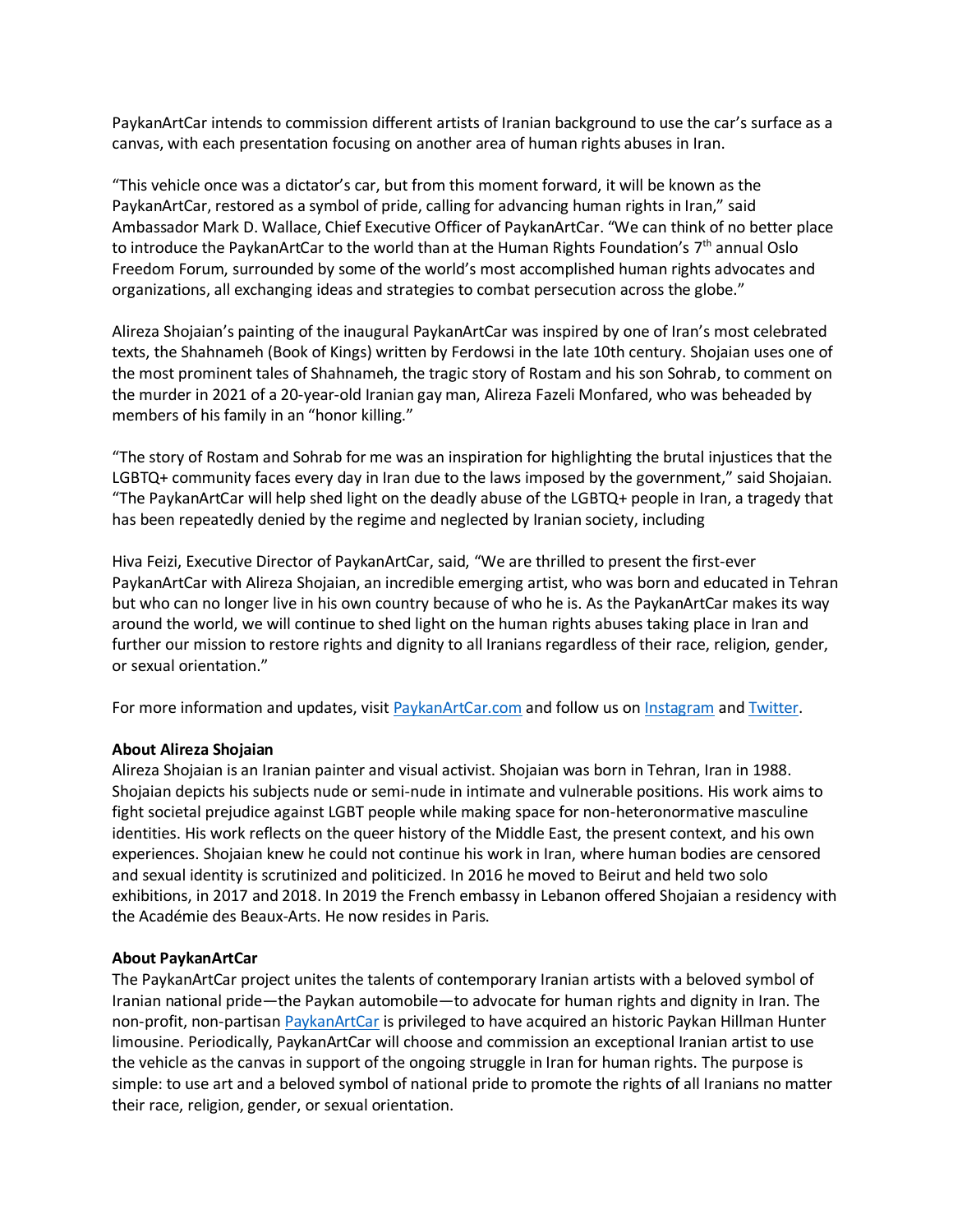PaykanArtCar intends to commission different artists of Iranian background to use the car's surface as a canvas, with each presentation focusing on another area of human rights abuses in Iran.

"This vehicle once was a dictator's car, but from this moment forward, it will be known as the PaykanArtCar, restored as a symbol of pride, calling for advancing human rights in Iran," said Ambassador Mark D. Wallace, Chief Executive Officer of PaykanArtCar. "We can think of no better place to introduce the PaykanArtCar to the world than at the Human Rights Foundation's 7th annual Oslo Freedom Forum, surrounded by some of the world's most accomplished human rights advocates and organizations, all exchanging ideas and strategies to combat persecution across the globe."

Alireza Shojaian's painting of the inaugural PaykanArtCar was inspired by one of Iran's most celebrated texts, the Shahnameh (Book of Kings) written by Ferdowsi in the late 10th century. Shojaian uses one of the most prominent tales of Shahnameh, the tragic story of Rostam and his son Sohrab, to comment on the murder in 2021 of a 20-year-old Iranian gay man, Alireza Fazeli Monfared, who was beheaded by members of his family in an "honor killing."

"The story of Rostam and Sohrab for me was an inspiration for highlighting the brutal injustices that the LGBTQ+ community faces every day in Iran due to the laws imposed by the government," said Shojaian. "The PaykanArtCar will help shed light on the deadly abuse of the LGBTQ+ people in Iran, a tragedy that has been repeatedly denied by the regime and neglected by Iranian society, including

Hiva Feizi, Executive Director of PaykanArtCar, said, "We are thrilled to present the first-ever PaykanArtCar with Alireza Shojaian, an incredible emerging artist, who was born and educated in Tehran but who can no longer live in his own country because of who he is. As the PaykanArtCar makes its way around the world, we will continue to shed light on the human rights abuses taking place in Iran and further our mission to restore rights and dignity to all Iranians regardless of their race, religion, gender, or sexual orientation."

For more information and updates, visit [PaykanArtCar.com](PaykanArtCar.com) and follow us on [Instagram]() and [Twitter]().

**About Alireza Shojaian**
Alireza Shojaian is an Iranian painter and visual activist. Shojaian was born in Tehran, Iran in 1988. Shojaian depicts his subjects nude or semi-nude in intimate and vulnerable positions. His work aims to fight societal prejudice against LGBT people while making space for non-heteronormative masculine identities. His work reflects on the queer history of the Middle East, the present context, and his own experiences. Shojaian knew he could not continue his work in Iran, where human bodies are censored and sexual identity is scrutinized and politicized. In 2016 he moved to Beirut and held two solo exhibitions, in 2017 and 2018. In 2019 the French embassy in Lebanon offered Shojaian a residency with the Académie des Beaux-Arts. He now resides in Paris.

**About PaykanArtCar**
The PaykanArtCar project unites the talents of contemporary Iranian artists with a beloved symbol of Iranian national pride—the Paykan automobile—to advocate for human rights and dignity in Iran. The non-profit, non-partisan [PaykanArtCar]() is privileged to have acquired an historic Paykan Hillman Hunter limousine. Periodically, PaykanArtCar will choose and commission an exceptional Iranian artist to use the vehicle as the canvas in support of the ongoing struggle in Iran for human rights. The purpose is simple: to use art and a beloved symbol of national pride to promote the rights of all Iranians no matter their race, religion, gender, or sexual orientation.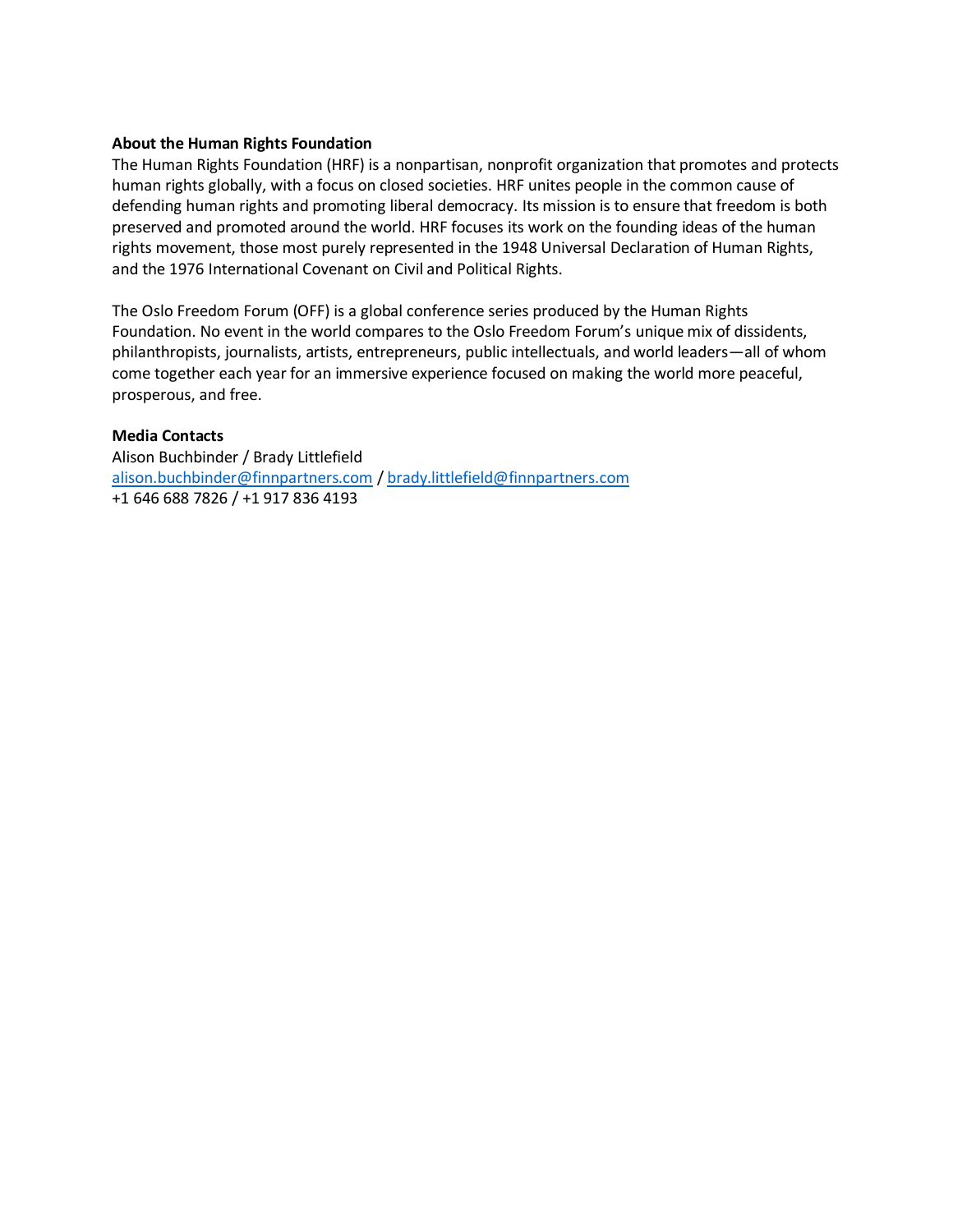**About the Human Rights Foundation**

The Human Rights Foundation (HRF) is a nonpartisan, nonprofit organization that promotes and protects human rights globally, with a focus on closed societies. HRF unites people in the common cause of defending human rights and promoting liberal democracy. Its mission is to ensure that freedom is both preserved and promoted around the world. HRF focuses its work on the founding ideas of the human rights movement, those most purely represented in the 1948 Universal Declaration of Human Rights, and the 1976 International Covenant on Civil and Political Rights.

The Oslo Freedom Forum (OFF) is a global conference series produced by the Human Rights Foundation. No event in the world compares to the Oslo Freedom Forum's unique mix of dissidents, philanthropists, journalists, artists, entrepreneurs, public intellectuals, and world leaders—all of whom come together each year for an immersive experience focused on making the world more peaceful, prosperous, and free.

**Media Contacts**

Alison Buchbinder / Brady Littlefield
alison.buchbinder@finnpartners.com / brady.littlefield@finnpartners.com
+1 646 688 7826 / +1 917 836 4193